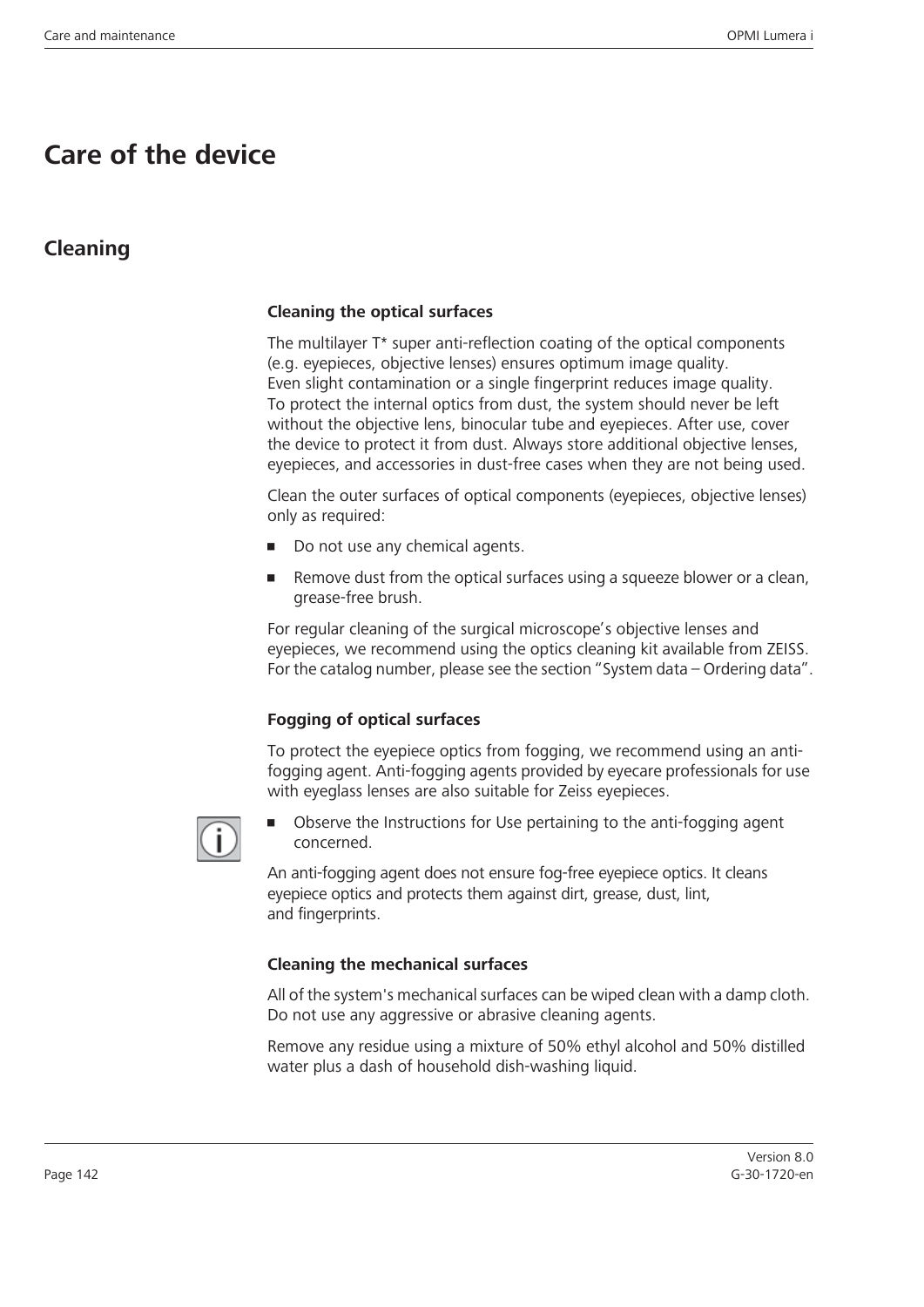# Care of the device

## Cleaning

### Cleaning the optical surfaces

The multilayer T* super anti-reflection coating of the optical components (e.g. eyepieces, objective lenses) ensures optimum image quality. Even slight contamination or a single fingerprint reduces image quality. To protect the internal optics from dust, the system should never be left without the objective lens, binocular tube and eyepieces. After use, cover the device to protect it from dust. Always store additional objective lenses, eyepieces, and accessories in dust-free cases when they are not being used.

Clean the outer surfaces of optical components (eyepieces, objective lenses) only as required:

- Do not use any chemical agents.
- Remove dust from the optical surfaces using a squeeze blower or a clean, grease-free brush.

For regular cleaning of the surgical microscope's objective lenses and eyepieces, we recommend using the optics cleaning kit available from ZEISS. For the catalog number, please see the section "System data – Ordering data".

### Fogging of optical surfaces

To protect the eyepiece optics from fogging, we recommend using an anti-fogging agent. Anti-fogging agents provided by eyecare professionals for use with eyeglass lenses are also suitable for Zeiss eyepieces.

- Observe the Instructions for Use pertaining to the anti-fogging agent concerned.

An anti-fogging agent does not ensure fog-free eyepiece optics. It cleans eyepiece optics and protects them against dirt, grease, dust, lint, and fingerprints.

### Cleaning the mechanical surfaces

All of the system's mechanical surfaces can be wiped clean with a damp cloth. Do not use any aggressive or abrasive cleaning agents.

Remove any residue using a mixture of 50% ethyl alcohol and 50% distilled water plus a dash of household dish-washing liquid.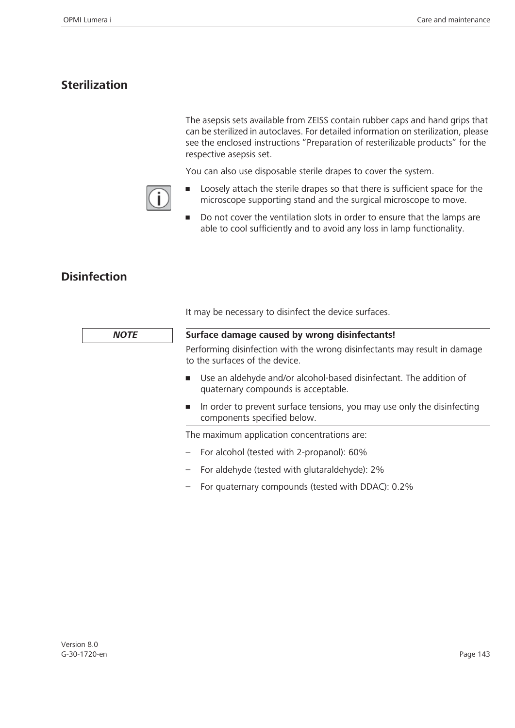## Sterilization

The asepsis sets available from ZEISS contain rubber caps and hand grips that can be sterilized in autoclaves. For detailed information on sterilization, please see the enclosed instructions "Preparation of resterilizable products" for the respective asepsis set.

You can also use disposable sterile drapes to cover the system.

- Loosely attach the sterile drapes so that there is sufficient space for the microscope supporting stand and the surgical microscope to move.
- Do not cover the ventilation slots in order to ensure that the lamps are able to cool sufficiently and to avoid any loss in lamp functionality.

## Disinfection

It may be necessary to disinfect the device surfaces.

***NOTE***

**Surface damage caused by wrong disinfectants!**

Performing disinfection with the wrong disinfectants may result in damage to the surfaces of the device.

- Use an aldehyde and/or alcohol-based disinfectant. The addition of quaternary compounds is acceptable.
- In order to prevent surface tensions, you may use only the disinfecting components specified below.

The maximum application concentrations are:

- For alcohol (tested with 2-propanol): 60%
- For aldehyde (tested with glutaraldehyde): 2%
- For quaternary compounds (tested with DDAC): 0.2%